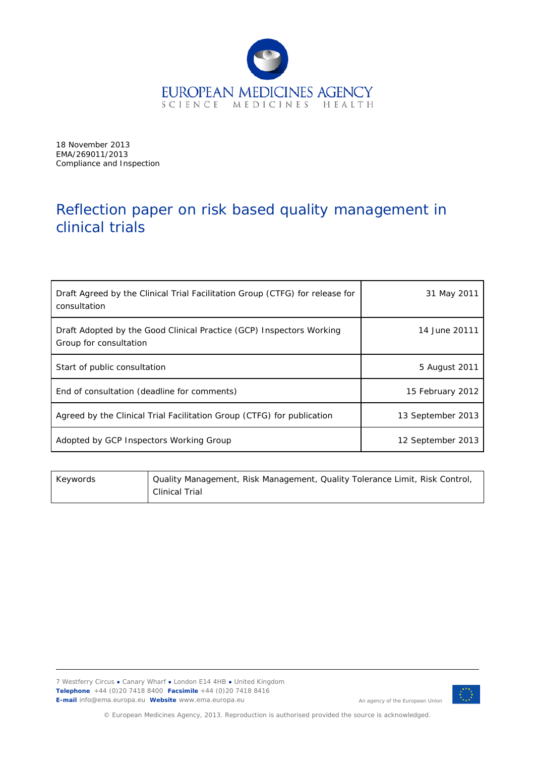EUROPEAN MEDICINES AGENCY
SCIENCE MEDICINES HEALTH

18 November 2013
EMA/269011/2013
Compliance and Inspection

# Reflection paper on risk based quality management in clinical trials

| | |
|---|---|
| Draft Agreed by the Clinical Trial Facilitation Group (CTFG) for release for consultation | 31 May 2011 |
| Draft Adopted by the Good Clinical Practice (GCP) Inspectors Working Group for consultation | 14 June 20111 |
| Start of public consultation | 5 August 2011 |
| End of consultation (deadline for comments) | 15 February 2012 |
| Agreed by the Clinical Trial Facilitation Group (CTFG) for publication | 13 September 2013 |
| Adopted by GCP Inspectors Working Group | 12 September 2013 |

| | |
|---|---|
| Keywords | Quality Management, Risk Management, Quality Tolerance Limit, Risk Control, Clinical Trial |

7 Westferry Circus • Canary Wharf • London E14 4HB • United Kingdom
**Telephone** +44 (0)20 7418 8400 **Facsimile** +44 (0)20 7418 8416
**E-mail** info@ema.europa.eu **Website** www.ema.europa.eu

An agency of the European Union

© European Medicines Agency, 2013. Reproduction is authorised provided the source is acknowledged.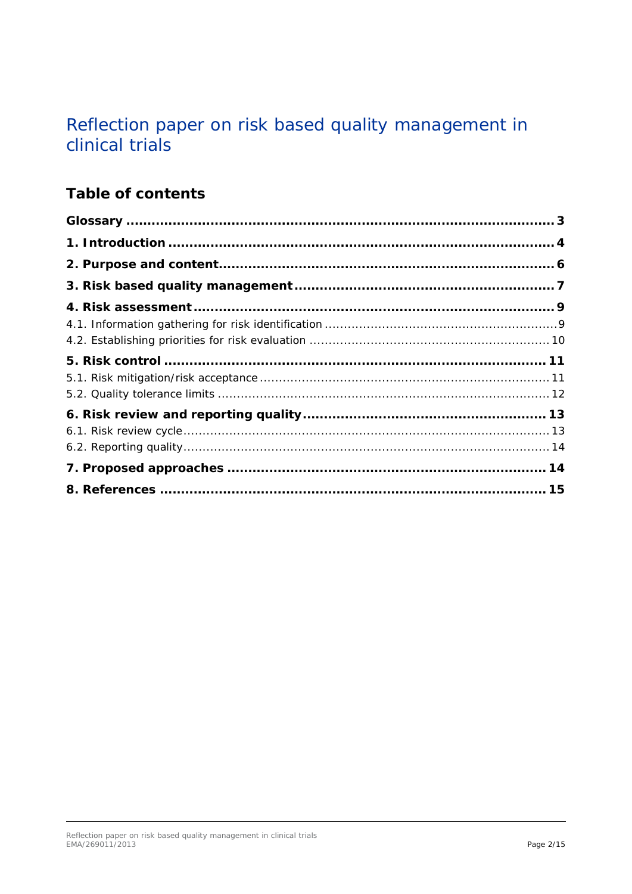# Reflection paper on risk based quality management in clinical trials

## Table of contents

**Glossary** .......... **3**

**1. Introduction** .......... **4**

**2. Purpose and content** .......... **6**

**3. Risk based quality management** .......... **7**

**4. Risk assessment** .......... **9**

4.1. Information gathering for risk identification .......... 9

4.2. Establishing priorities for risk evaluation .......... 10

**5. Risk control** .......... **11**

5.1. Risk mitigation/risk acceptance .......... 11

5.2. Quality tolerance limits .......... 12

**6. Risk review and reporting quality** .......... **13**

6.1. Risk review cycle .......... 13

6.2. Reporting quality .......... 14

**7. Proposed approaches** .......... **14**

**8. References** .......... **15**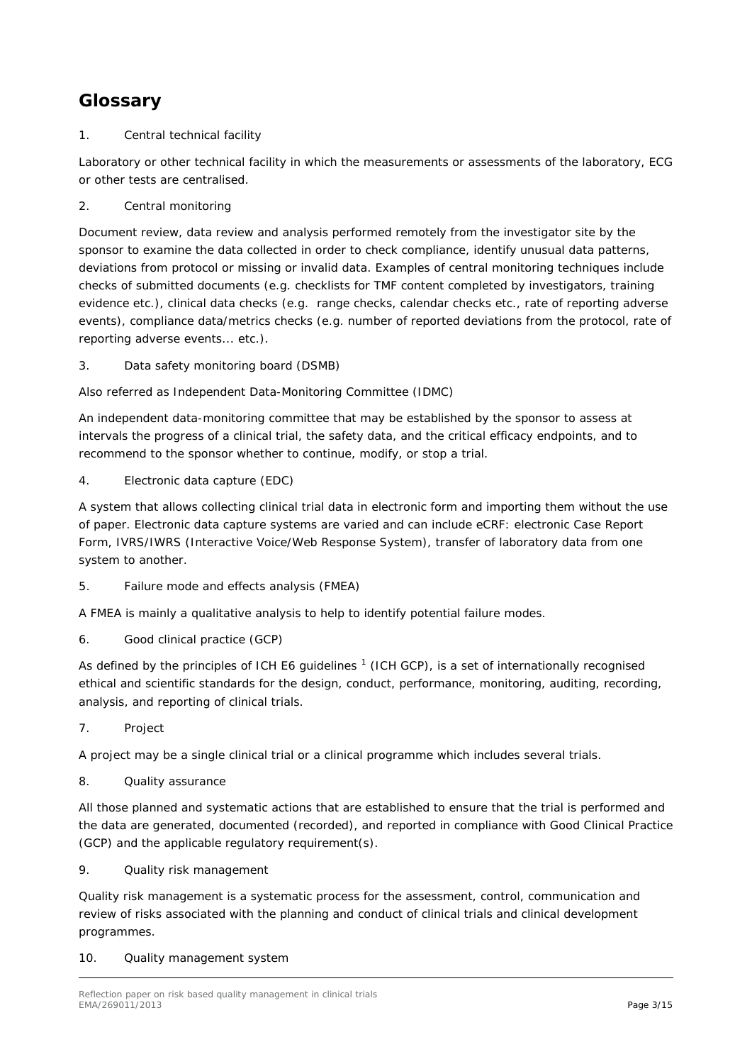# Glossary

1. Central technical facility

Laboratory or other technical facility in which the measurements or assessments of the laboratory, ECG or other tests are centralised.

2. Central monitoring

Document review, data review and analysis performed remotely from the investigator site by the sponsor to examine the data collected in order to check compliance, identify unusual data patterns, deviations from protocol or missing or invalid data. Examples of central monitoring techniques include checks of submitted documents (e.g. checklists for TMF content completed by investigators, training evidence etc.), clinical data checks (e.g. range checks, calendar checks etc., rate of reporting adverse events), compliance data/metrics checks (e.g. number of reported deviations from the protocol, rate of reporting adverse events... etc.).

3. Data safety monitoring board (DSMB)

Also referred as Independent Data-Monitoring Committee (IDMC)

An independent data-monitoring committee that may be established by the sponsor to assess at intervals the progress of a clinical trial, the safety data, and the critical efficacy endpoints, and to recommend to the sponsor whether to continue, modify, or stop a trial.

4. Electronic data capture (EDC)

A system that allows collecting clinical trial data in electronic form and importing them without the use of paper. Electronic data capture systems are varied and can include eCRF: electronic Case Report Form, IVRS/IWRS (Interactive Voice/Web Response System), transfer of laboratory data from one system to another.

5. Failure mode and effects analysis (FMEA)

A FMEA is mainly a qualitative analysis to help to identify potential failure modes.

6. Good clinical practice (GCP)

As defined by the principles of ICH E6 guidelines [1] (ICH GCP), is a set of internationally recognised ethical and scientific standards for the design, conduct, performance, monitoring, auditing, recording, analysis, and reporting of clinical trials.

7. Project

A project may be a single clinical trial or a clinical programme which includes several trials.

8. Quality assurance

All those planned and systematic actions that are established to ensure that the trial is performed and the data are generated, documented (recorded), and reported in compliance with Good Clinical Practice (GCP) and the applicable regulatory requirement(s).

9. Quality risk management

Quality risk management is a systematic process for the assessment, control, communication and review of risks associated with the planning and conduct of clinical trials and clinical development programmes.

10. Quality management system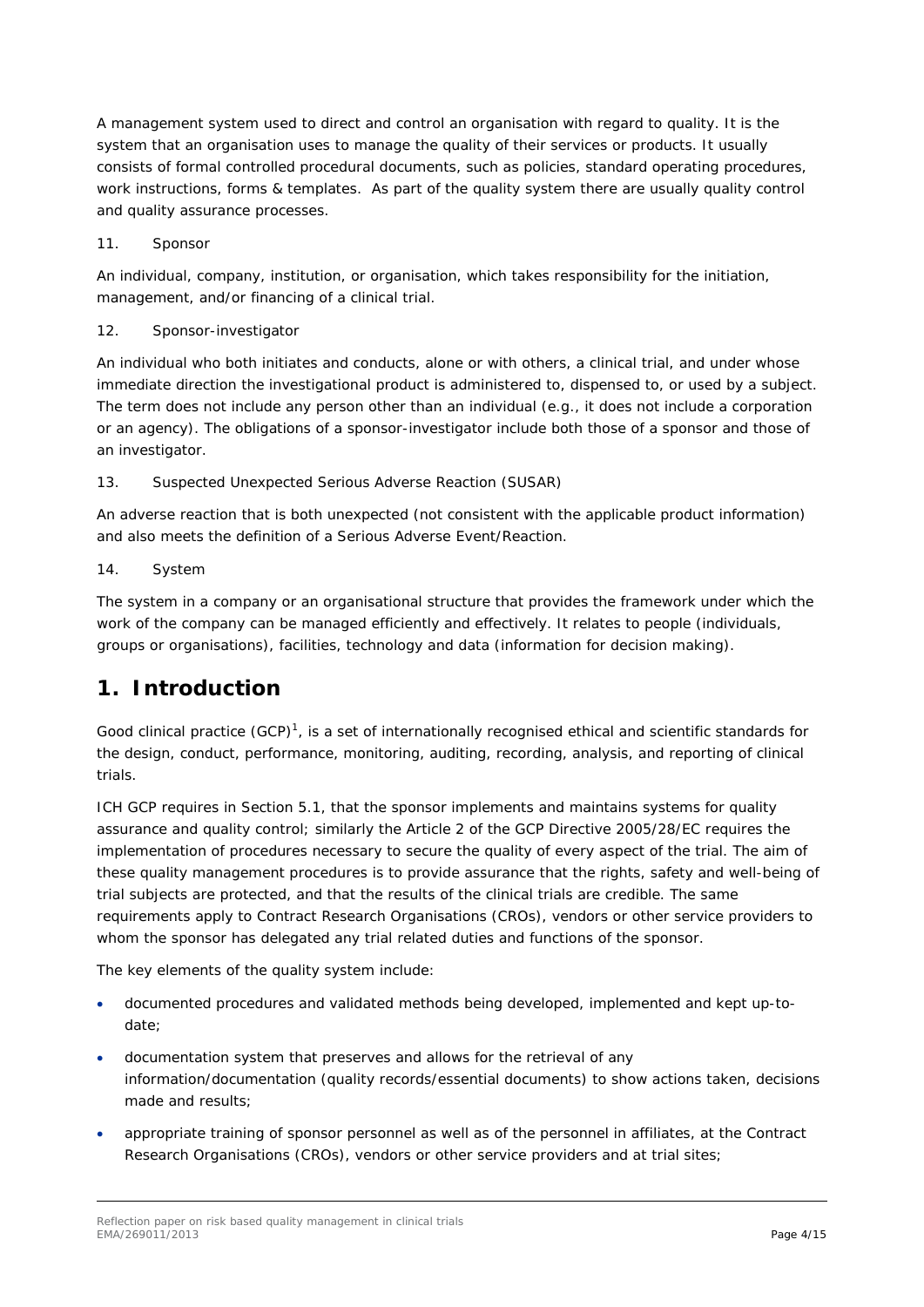A management system used to direct and control an organisation with regard to quality. It is the system that an organisation uses to manage the quality of their services or products. It usually consists of formal controlled procedural documents, such as policies, standard operating procedures, work instructions, forms & templates. As part of the quality system there are usually quality control and quality assurance processes.

11. Sponsor

An individual, company, institution, or organisation, which takes responsibility for the initiation, management, and/or financing of a clinical trial.

12. Sponsor-investigator

An individual who both initiates and conducts, alone or with others, a clinical trial, and under whose immediate direction the investigational product is administered to, dispensed to, or used by a subject. The term does not include any person other than an individual (e.g., it does not include a corporation or an agency). The obligations of a sponsor-investigator include both those of a sponsor and those of an investigator.

13. Suspected Unexpected Serious Adverse Reaction (SUSAR)

An adverse reaction that is both unexpected (not consistent with the applicable product information) and also meets the definition of a Serious Adverse Event/Reaction.

14. System

The system in a company or an organisational structure that provides the framework under which the work of the company can be managed efficiently and effectively. It relates to people (individuals, groups or organisations), facilities, technology and data (information for decision making).

# 1. Introduction

Good clinical practice (GCP)[1], is a set of internationally recognised ethical and scientific standards for the design, conduct, performance, monitoring, auditing, recording, analysis, and reporting of clinical trials.

ICH GCP requires in Section 5.1, that the sponsor implements and maintains systems for quality assurance and quality control; similarly the Article 2 of the GCP Directive 2005/28/EC requires the implementation of procedures necessary to secure the quality of every aspect of the trial. The aim of these quality management procedures is to provide assurance that the rights, safety and well-being of trial subjects are protected, and that the results of the clinical trials are credible. The same requirements apply to Contract Research Organisations (CROs), vendors or other service providers to whom the sponsor has delegated any trial related duties and functions of the sponsor.

The key elements of the quality system include:

- documented procedures and validated methods being developed, implemented and kept up-to-date;
- documentation system that preserves and allows for the retrieval of any information/documentation (quality records/essential documents) to show actions taken, decisions made and results;
- appropriate training of sponsor personnel as well as of the personnel in affiliates, at the Contract Research Organisations (CROs), vendors or other service providers and at trial sites;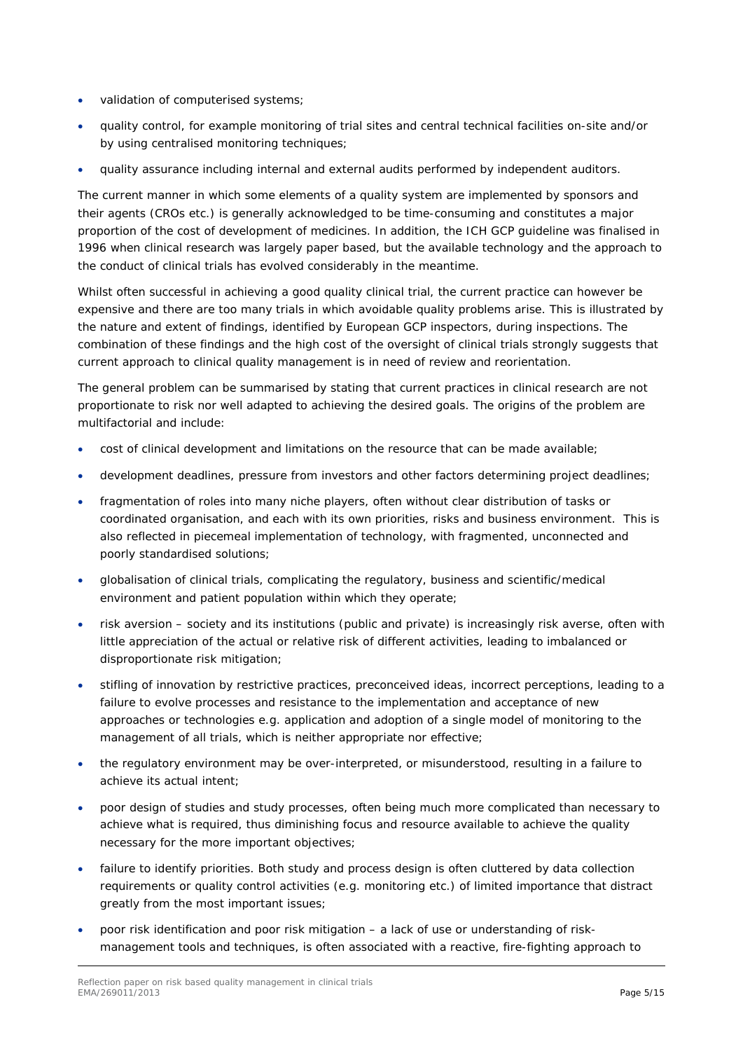- validation of computerised systems;
- quality control, for example monitoring of trial sites and central technical facilities on-site and/or by using centralised monitoring techniques;
- quality assurance including internal and external audits performed by independent auditors.

The current manner in which some elements of a quality system are implemented by sponsors and their agents (CROs etc.) is generally acknowledged to be time-consuming and constitutes a major proportion of the cost of development of medicines. In addition, the ICH GCP guideline was finalised in 1996 when clinical research was largely paper based, but the available technology and the approach to the conduct of clinical trials has evolved considerably in the meantime.

Whilst often successful in achieving a good quality clinical trial, the current practice can however be expensive and there are too many trials in which avoidable quality problems arise. This is illustrated by the nature and extent of findings, identified by European GCP inspectors, during inspections. The combination of these findings and the high cost of the oversight of clinical trials strongly suggests that current approach to clinical quality management is in need of review and reorientation.

The general problem can be summarised by stating that current practices in clinical research are not proportionate to risk nor well adapted to achieving the desired goals. The origins of the problem are multifactorial and include:

- cost of clinical development and limitations on the resource that can be made available;
- development deadlines, pressure from investors and other factors determining project deadlines;
- fragmentation of roles into many niche players, often without clear distribution of tasks or coordinated organisation, and each with its own priorities, risks and business environment. This is also reflected in piecemeal implementation of technology, with fragmented, unconnected and poorly standardised solutions;
- globalisation of clinical trials, complicating the regulatory, business and scientific/medical environment and patient population within which they operate;
- risk aversion – society and its institutions (public and private) is increasingly risk averse, often with little appreciation of the actual or relative risk of different activities, leading to imbalanced or disproportionate risk mitigation;
- stifling of innovation by restrictive practices, preconceived ideas, incorrect perceptions, leading to a failure to evolve processes and resistance to the implementation and acceptance of new approaches or technologies e.g. application and adoption of a single model of monitoring to the management of all trials, which is neither appropriate nor effective;
- the regulatory environment may be over-interpreted, or misunderstood, resulting in a failure to achieve its actual intent;
- poor design of studies and study processes, often being much more complicated than necessary to achieve what is required, thus diminishing focus and resource available to achieve the quality necessary for the more important objectives;
- failure to identify priorities. Both study and process design is often cluttered by data collection requirements or quality control activities (e.g. monitoring etc.) of limited importance that distract greatly from the most important issues;
- poor risk identification and poor risk mitigation – a lack of use or understanding of risk-management tools and techniques, is often associated with a reactive, fire-fighting approach to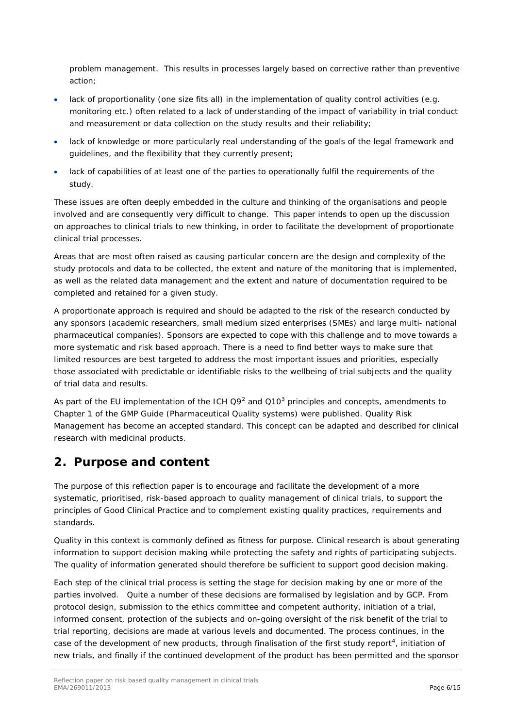problem management. This results in processes largely based on corrective rather than preventive action;

- lack of proportionality (one size fits all) in the implementation of quality control activities (e.g. monitoring etc.) often related to a lack of understanding of the impact of variability in trial conduct and measurement or data collection on the study results and their reliability;
- lack of knowledge or more particularly real understanding of the goals of the legal framework and guidelines, and the flexibility that they currently present;
- lack of capabilities of at least one of the parties to operationally fulfil the requirements of the study.

These issues are often deeply embedded in the culture and thinking of the organisations and people involved and are consequently very difficult to change. This paper intends to open up the discussion on approaches to clinical trials to new thinking, in order to facilitate the development of proportionate clinical trial processes.

Areas that are most often raised as causing particular concern are the design and complexity of the study protocols and data to be collected, the extent and nature of the monitoring that is implemented, as well as the related data management and the extent and nature of documentation required to be completed and retained for a given study.

A proportionate approach is required and should be adapted to the risk of the research conducted by any sponsors (academic researchers, small medium sized enterprises (SMEs) and large multi- national pharmaceutical companies). Sponsors are expected to cope with this challenge and to move towards a more systematic and risk based approach. There is a need to find better ways to make sure that limited resources are best targeted to address the most important issues and priorities, especially those associated with predictable or identifiable risks to the wellbeing of trial subjects and the quality of trial data and results.

As part of the EU implementation of the ICH Q9[2] and Q10[3] principles and concepts, amendments to Chapter 1 of the GMP Guide (Pharmaceutical Quality systems) were published. Quality Risk Management has become an accepted standard. This concept can be adapted and described for clinical research with medicinal products.

## 2. Purpose and content

The purpose of this reflection paper is to encourage and facilitate the development of a more systematic, prioritised, risk-based approach to quality management of clinical trials, to support the principles of Good Clinical Practice and to complement existing quality practices, requirements and standards.

Quality in this context is commonly defined as fitness for purpose. Clinical research is about generating information to support decision making while protecting the safety and rights of participating subjects. The quality of information generated should therefore be sufficient to support good decision making.

Each step of the clinical trial process is setting the stage for decision making by one or more of the parties involved. Quite a number of these decisions are formalised by legislation and by GCP. From protocol design, submission to the ethics committee and competent authority, initiation of a trial, informed consent, protection of the subjects and on-going oversight of the risk benefit of the trial to trial reporting, decisions are made at various levels and documented. The process continues, in the case of the development of new products, through finalisation of the first study report[4], initiation of new trials, and finally if the continued development of the product has been permitted and the sponsor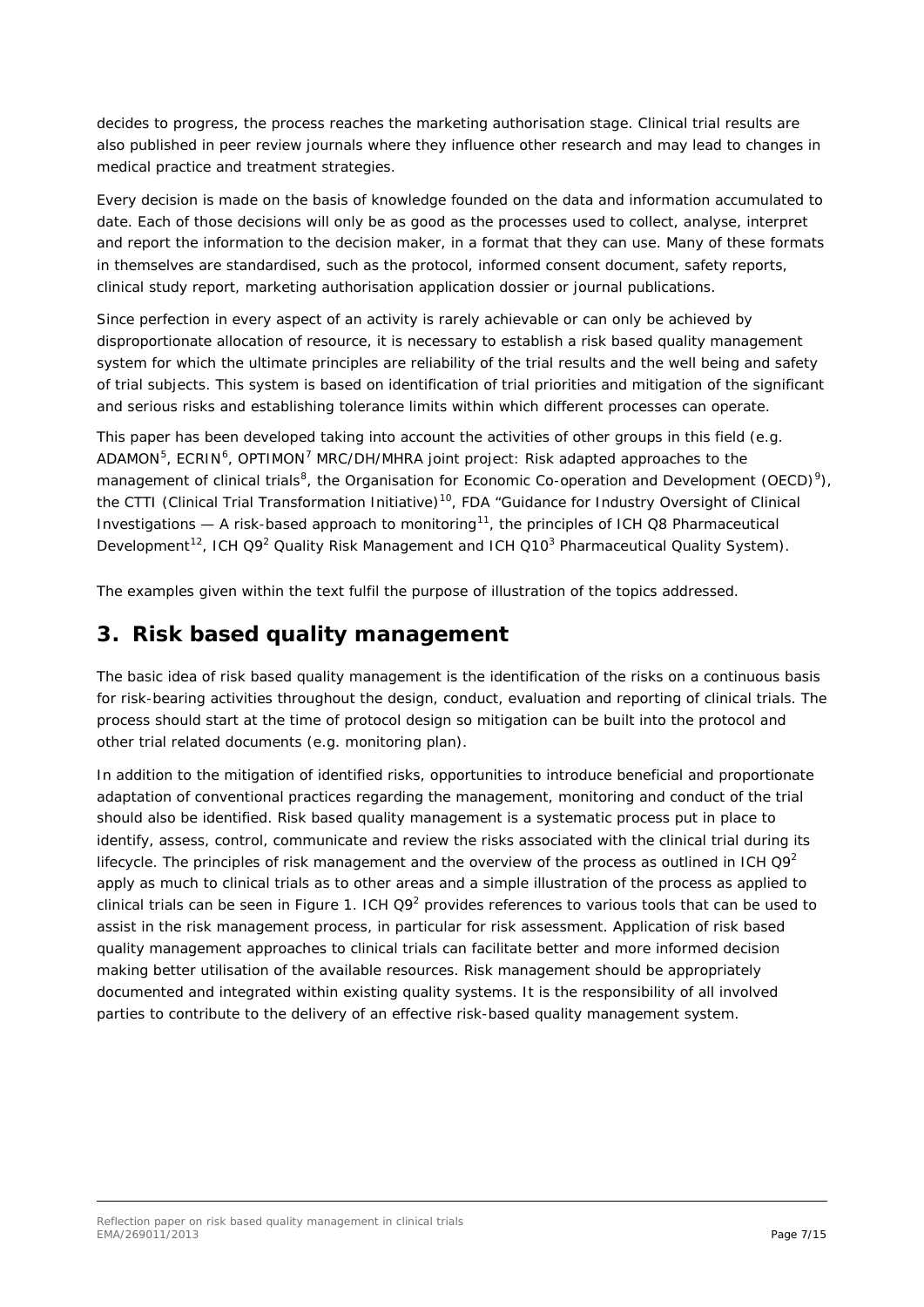decides to progress, the process reaches the marketing authorisation stage. Clinical trial results are also published in peer review journals where they influence other research and may lead to changes in medical practice and treatment strategies.

Every decision is made on the basis of knowledge founded on the data and information accumulated to date. Each of those decisions will only be as good as the processes used to collect, analyse, interpret and report the information to the decision maker, in a format that they can use. Many of these formats in themselves are standardised, such as the protocol, informed consent document, safety reports, clinical study report, marketing authorisation application dossier or journal publications.

Since perfection in every aspect of an activity is rarely achievable or can only be achieved by disproportionate allocation of resource, it is necessary to establish a risk based quality management system for which the ultimate principles are reliability of the trial results and the well being and safety of trial subjects. This system is based on identification of trial priorities and mitigation of the significant and serious risks and establishing tolerance limits within which different processes can operate.

This paper has been developed taking into account the activities of other groups in this field (e.g. ADAMON[5], ECRIN[6], OPTIMON[7] MRC/DH/MHRA joint project: Risk adapted approaches to the management of clinical trials[8], the Organisation for Economic Co-operation and Development (OECD)[9]), the CTTI (Clinical Trial Transformation Initiative)[10], FDA "Guidance for Industry Oversight of Clinical Investigations — A risk-based approach to monitoring[11], the principles of ICH Q8 Pharmaceutical Development[12], ICH Q9[2] Quality Risk Management and ICH Q10[3] Pharmaceutical Quality System).

The examples given within the text fulfil the purpose of illustration of the topics addressed.

## 3. Risk based quality management

The basic idea of risk based quality management is the identification of the risks on a continuous basis for risk-bearing activities throughout the design, conduct, evaluation and reporting of clinical trials. The process should start at the time of protocol design so mitigation can be built into the protocol and other trial related documents (e.g. monitoring plan).

In addition to the mitigation of identified risks, opportunities to introduce beneficial and proportionate adaptation of conventional practices regarding the management, monitoring and conduct of the trial should also be identified. Risk based quality management is a systematic process put in place to identify, assess, control, communicate and review the risks associated with the clinical trial during its lifecycle. The principles of risk management and the overview of the process as outlined in ICH Q9[2] apply as much to clinical trials as to other areas and a simple illustration of the process as applied to clinical trials can be seen in Figure 1. ICH Q9[2] provides references to various tools that can be used to assist in the risk management process, in particular for risk assessment. Application of risk based quality management approaches to clinical trials can facilitate better and more informed decision making better utilisation of the available resources. Risk management should be appropriately documented and integrated within existing quality systems. It is the responsibility of all involved parties to contribute to the delivery of an effective risk-based quality management system.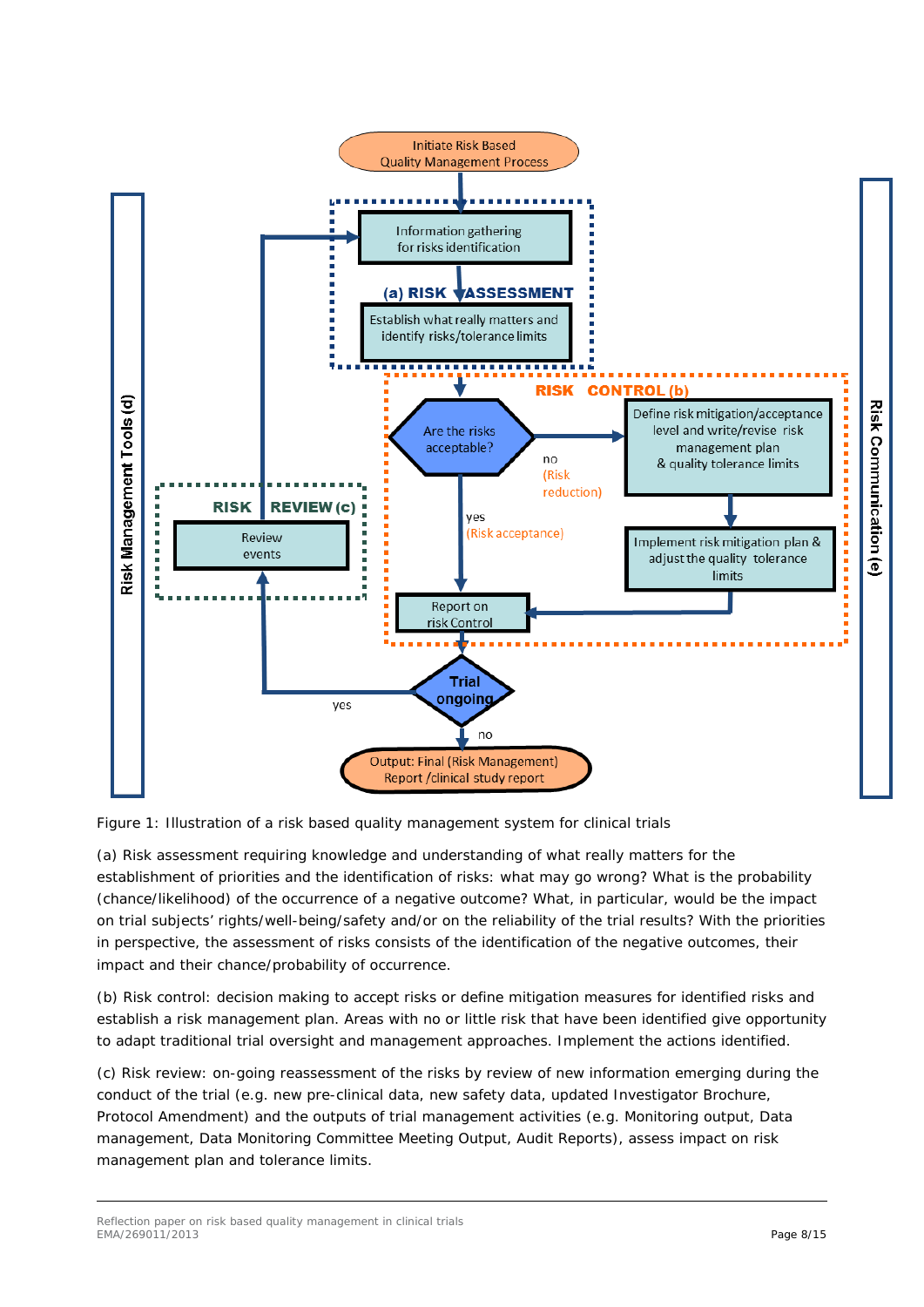Figure 1: Illustration of a risk based quality management system for clinical trials

(a) Risk assessment requiring knowledge and understanding of what really matters for the establishment of priorities and the identification of risks: what may go wrong? What is the probability (chance/likelihood) of the occurrence of a negative outcome? What, in particular, would be the impact on trial subjects' rights/well-being/safety and/or on the reliability of the trial results? With the priorities in perspective, the assessment of risks consists of the identification of the negative outcomes, their impact and their chance/probability of occurrence.

(b) Risk control: decision making to accept risks or define mitigation measures for identified risks and establish a risk management plan. Areas with no or little risk that have been identified give opportunity to adapt traditional trial oversight and management approaches. Implement the actions identified.

(c) Risk review: on-going reassessment of the risks by review of new information emerging during the conduct of the trial (e.g. new pre-clinical data, new safety data, updated Investigator Brochure, Protocol Amendment) and the outputs of trial management activities (e.g. Monitoring output, Data management, Data Monitoring Committee Meeting Output, Audit Reports), assess impact on risk management plan and tolerance limits.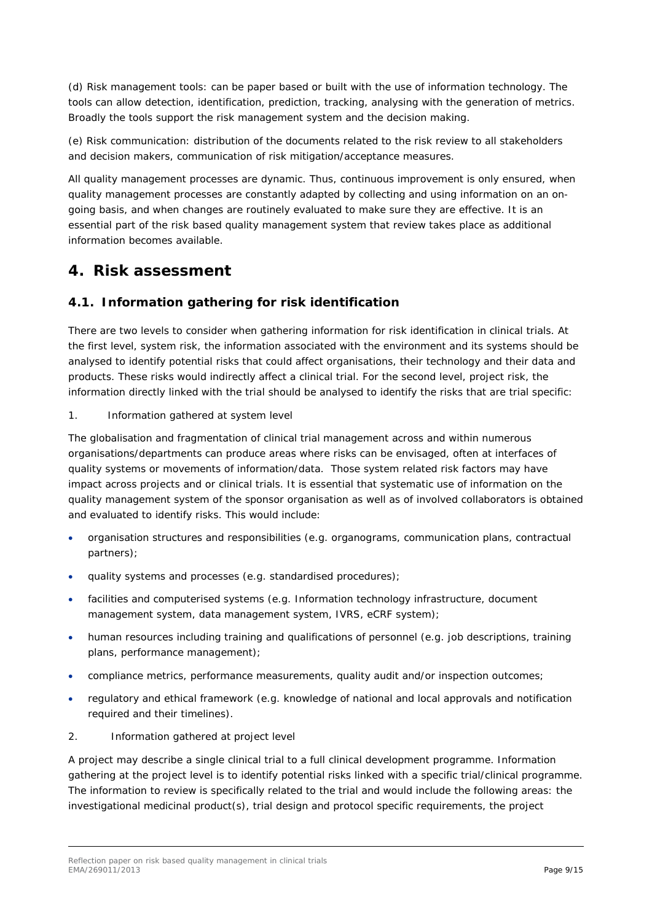(d) Risk management tools: can be paper based or built with the use of information technology. The tools can allow detection, identification, prediction, tracking, analysing with the generation of metrics. Broadly the tools support the risk management system and the decision making.

(e) Risk communication: distribution of the documents related to the risk review to all stakeholders and decision makers, communication of risk mitigation/acceptance measures.

All quality management processes are dynamic. Thus, continuous improvement is only ensured, when quality management processes are constantly adapted by collecting and using information on an on-going basis, and when changes are routinely evaluated to make sure they are effective. It is an essential part of the risk based quality management system that review takes place as additional information becomes available.

# 4. Risk assessment

## 4.1. Information gathering for risk identification

There are two levels to consider when gathering information for risk identification in clinical trials. At the first level, system risk, the information associated with the environment and its systems should be analysed to identify potential risks that could affect organisations, their technology and their data and products. These risks would indirectly affect a clinical trial. For the second level, project risk, the information directly linked with the trial should be analysed to identify the risks that are trial specific:

1. Information gathered at system level

The globalisation and fragmentation of clinical trial management across and within numerous organisations/departments can produce areas where risks can be envisaged, often at interfaces of quality systems or movements of information/data. Those system related risk factors may have impact across projects and or clinical trials. It is essential that systematic use of information on the quality management system of the sponsor organisation as well as of involved collaborators is obtained and evaluated to identify risks. This would include:

- organisation structures and responsibilities (e.g. organograms, communication plans, contractual partners);
- quality systems and processes (e.g. standardised procedures);
- facilities and computerised systems (e.g. Information technology infrastructure, document management system, data management system, IVRS, eCRF system);
- human resources including training and qualifications of personnel (e.g. job descriptions, training plans, performance management);
- compliance metrics, performance measurements, quality audit and/or inspection outcomes;
- regulatory and ethical framework (e.g. knowledge of national and local approvals and notification required and their timelines).

2. Information gathered at project level

A project may describe a single clinical trial to a full clinical development programme. Information gathering at the project level is to identify potential risks linked with a specific trial/clinical programme. The information to review is specifically related to the trial and would include the following areas: the investigational medicinal product(s), trial design and protocol specific requirements, the project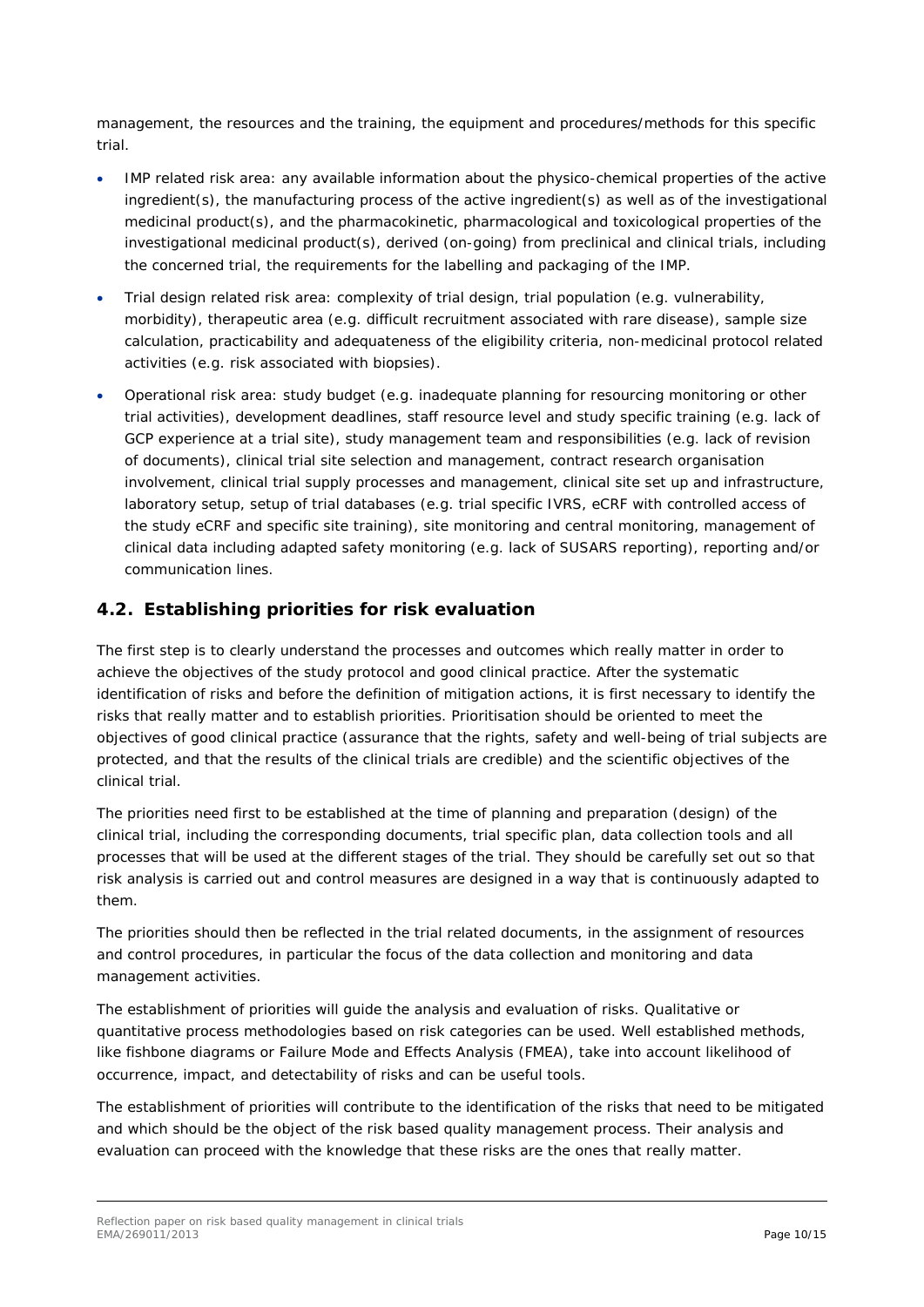management, the resources and the training, the equipment and procedures/methods for this specific trial.

- IMP related risk area: any available information about the physico-chemical properties of the active ingredient(s), the manufacturing process of the active ingredient(s) as well as of the investigational medicinal product(s), and the pharmacokinetic, pharmacological and toxicological properties of the investigational medicinal product(s), derived (on-going) from preclinical and clinical trials, including the concerned trial, the requirements for the labelling and packaging of the IMP.
- Trial design related risk area: complexity of trial design, trial population (e.g. vulnerability, morbidity), therapeutic area (e.g. difficult recruitment associated with rare disease), sample size calculation, practicability and adequateness of the eligibility criteria, non-medicinal protocol related activities (e.g. risk associated with biopsies).
- Operational risk area: study budget (e.g. inadequate planning for resourcing monitoring or other trial activities), development deadlines, staff resource level and study specific training (e.g. lack of GCP experience at a trial site), study management team and responsibilities (e.g. lack of revision of documents), clinical trial site selection and management, contract research organisation involvement, clinical trial supply processes and management, clinical site set up and infrastructure, laboratory setup, setup of trial databases (e.g. trial specific IVRS, eCRF with controlled access of the study eCRF and specific site training), site monitoring and central monitoring, management of clinical data including adapted safety monitoring (e.g. lack of SUSARS reporting), reporting and/or communication lines.

## 4.2. Establishing priorities for risk evaluation

The first step is to clearly understand the processes and outcomes which really matter in order to achieve the objectives of the study protocol and good clinical practice. After the systematic identification of risks and before the definition of mitigation actions, it is first necessary to identify the risks that really matter and to establish priorities. Prioritisation should be oriented to meet the objectives of good clinical practice (assurance that the rights, safety and well-being of trial subjects are protected, and that the results of the clinical trials are credible) and the scientific objectives of the clinical trial.

The priorities need first to be established at the time of planning and preparation (design) of the clinical trial, including the corresponding documents, trial specific plan, data collection tools and all processes that will be used at the different stages of the trial. They should be carefully set out so that risk analysis is carried out and control measures are designed in a way that is continuously adapted to them.

The priorities should then be reflected in the trial related documents, in the assignment of resources and control procedures, in particular the focus of the data collection and monitoring and data management activities.

The establishment of priorities will guide the analysis and evaluation of risks. Qualitative or quantitative process methodologies based on risk categories can be used. Well established methods, like fishbone diagrams or Failure Mode and Effects Analysis (FMEA), take into account likelihood of occurrence, impact, and detectability of risks and can be useful tools.

The establishment of priorities will contribute to the identification of the risks that need to be mitigated and which should be the object of the risk based quality management process. Their analysis and evaluation can proceed with the knowledge that these risks are the ones that really matter.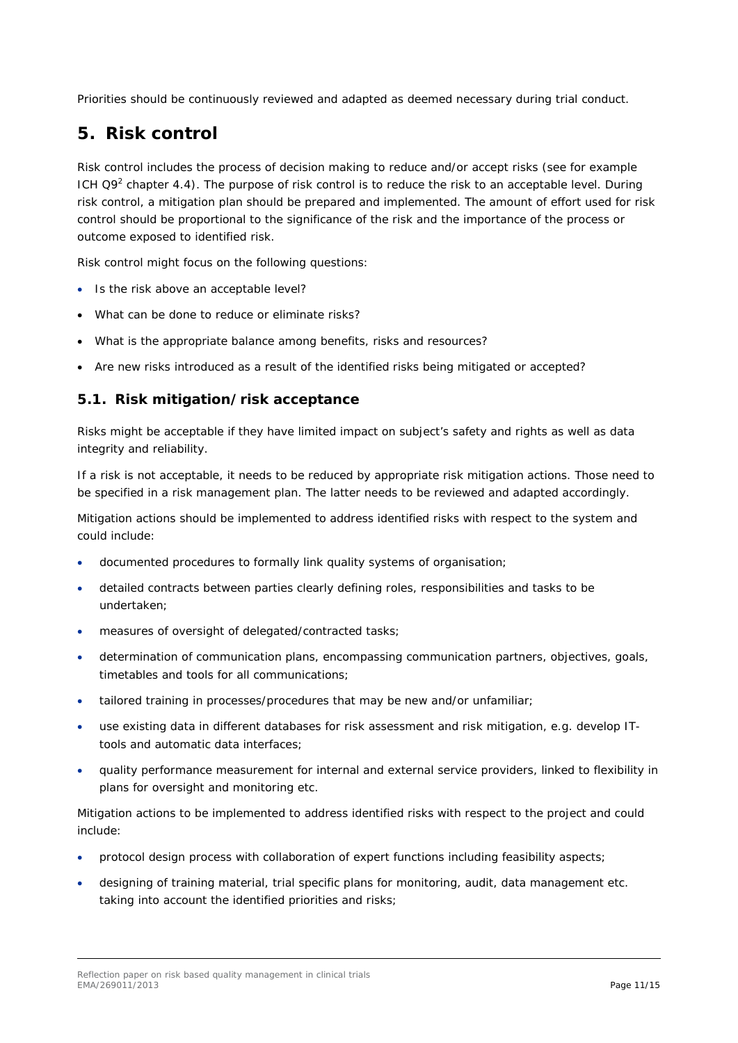Priorities should be continuously reviewed and adapted as deemed necessary during trial conduct.

# 5. Risk control

Risk control includes the process of decision making to reduce and/or accept risks (see for example ICH Q9[2] chapter 4.4). The purpose of risk control is to reduce the risk to an acceptable level. During risk control, a mitigation plan should be prepared and implemented. The amount of effort used for risk control should be proportional to the significance of the risk and the importance of the process or outcome exposed to identified risk.

Risk control might focus on the following questions:

- Is the risk above an acceptable level?
- What can be done to reduce or eliminate risks?
- What is the appropriate balance among benefits, risks and resources?
- Are new risks introduced as a result of the identified risks being mitigated or accepted?

## 5.1. Risk mitigation/risk acceptance

Risks might be acceptable if they have limited impact on subject's safety and rights as well as data integrity and reliability.

If a risk is not acceptable, it needs to be reduced by appropriate risk mitigation actions. Those need to be specified in a risk management plan. The latter needs to be reviewed and adapted accordingly.

Mitigation actions should be implemented to address identified risks with respect to the system and could include:

- documented procedures to formally link quality systems of organisation;
- detailed contracts between parties clearly defining roles, responsibilities and tasks to be undertaken;
- measures of oversight of delegated/contracted tasks;
- determination of communication plans, encompassing communication partners, objectives, goals, timetables and tools for all communications;
- tailored training in processes/procedures that may be new and/or unfamiliar;
- use existing data in different databases for risk assessment and risk mitigation, e.g. develop IT-tools and automatic data interfaces;
- quality performance measurement for internal and external service providers, linked to flexibility in plans for oversight and monitoring etc.

Mitigation actions to be implemented to address identified risks with respect to the project and could include:

- protocol design process with collaboration of expert functions including feasibility aspects;
- designing of training material, trial specific plans for monitoring, audit, data management etc. taking into account the identified priorities and risks;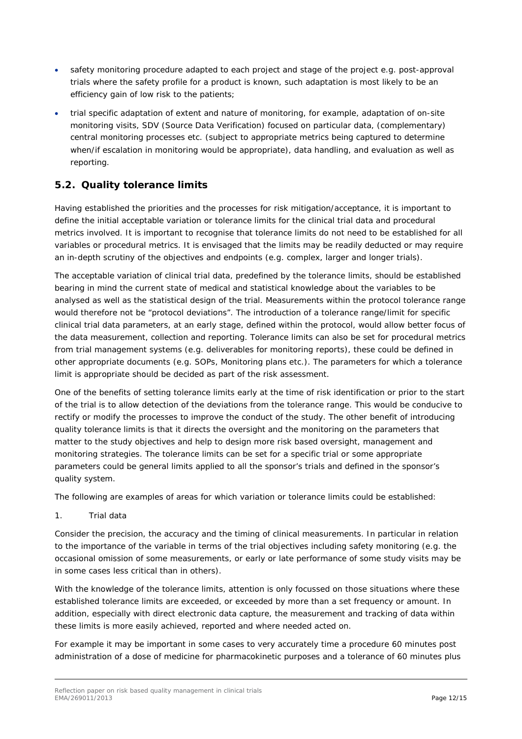- safety monitoring procedure adapted to each project and stage of the project e.g. post-approval trials where the safety profile for a product is known, such adaptation is most likely to be an efficiency gain of low risk to the patients;
- trial specific adaptation of extent and nature of monitoring, for example, adaptation of on-site monitoring visits, SDV (Source Data Verification) focused on particular data, (complementary) central monitoring processes etc. (subject to appropriate metrics being captured to determine when/if escalation in monitoring would be appropriate), data handling, and evaluation as well as reporting.

## 5.2. Quality tolerance limits

Having established the priorities and the processes for risk mitigation/acceptance, it is important to define the initial acceptable variation or tolerance limits for the clinical trial data and procedural metrics involved. It is important to recognise that tolerance limits do not need to be established for all variables or procedural metrics. It is envisaged that the limits may be readily deducted or may require an in-depth scrutiny of the objectives and endpoints (e.g. complex, larger and longer trials).

The acceptable variation of clinical trial data, predefined by the tolerance limits, should be established bearing in mind the current state of medical and statistical knowledge about the variables to be analysed as well as the statistical design of the trial. Measurements within the protocol tolerance range would therefore not be "protocol deviations". The introduction of a tolerance range/limit for specific clinical trial data parameters, at an early stage, defined within the protocol, would allow better focus of the data measurement, collection and reporting. Tolerance limits can also be set for procedural metrics from trial management systems (e.g. deliverables for monitoring reports), these could be defined in other appropriate documents (e.g. SOPs, Monitoring plans etc.). The parameters for which a tolerance limit is appropriate should be decided as part of the risk assessment.

One of the benefits of setting tolerance limits early at the time of risk identification or prior to the start of the trial is to allow detection of the deviations from the tolerance range. This would be conducive to rectify or modify the processes to improve the conduct of the study. The other benefit of introducing quality tolerance limits is that it directs the oversight and the monitoring on the parameters that matter to the study objectives and help to design more risk based oversight, management and monitoring strategies. The tolerance limits can be set for a specific trial or some appropriate parameters could be general limits applied to all the sponsor's trials and defined in the sponsor's quality system.

The following are examples of areas for which variation or tolerance limits could be established:

1. Trial data

Consider the precision, the accuracy and the timing of clinical measurements. In particular in relation to the importance of the variable in terms of the trial objectives including safety monitoring (e.g. the occasional omission of some measurements, or early or late performance of some study visits may be in some cases less critical than in others).

With the knowledge of the tolerance limits, attention is only focussed on those situations where these established tolerance limits are exceeded, or exceeded by more than a set frequency or amount. In addition, especially with direct electronic data capture, the measurement and tracking of data within these limits is more easily achieved, reported and where needed acted on.

For example it may be important in some cases to very accurately time a procedure 60 minutes post administration of a dose of medicine for pharmacokinetic purposes and a tolerance of 60 minutes plus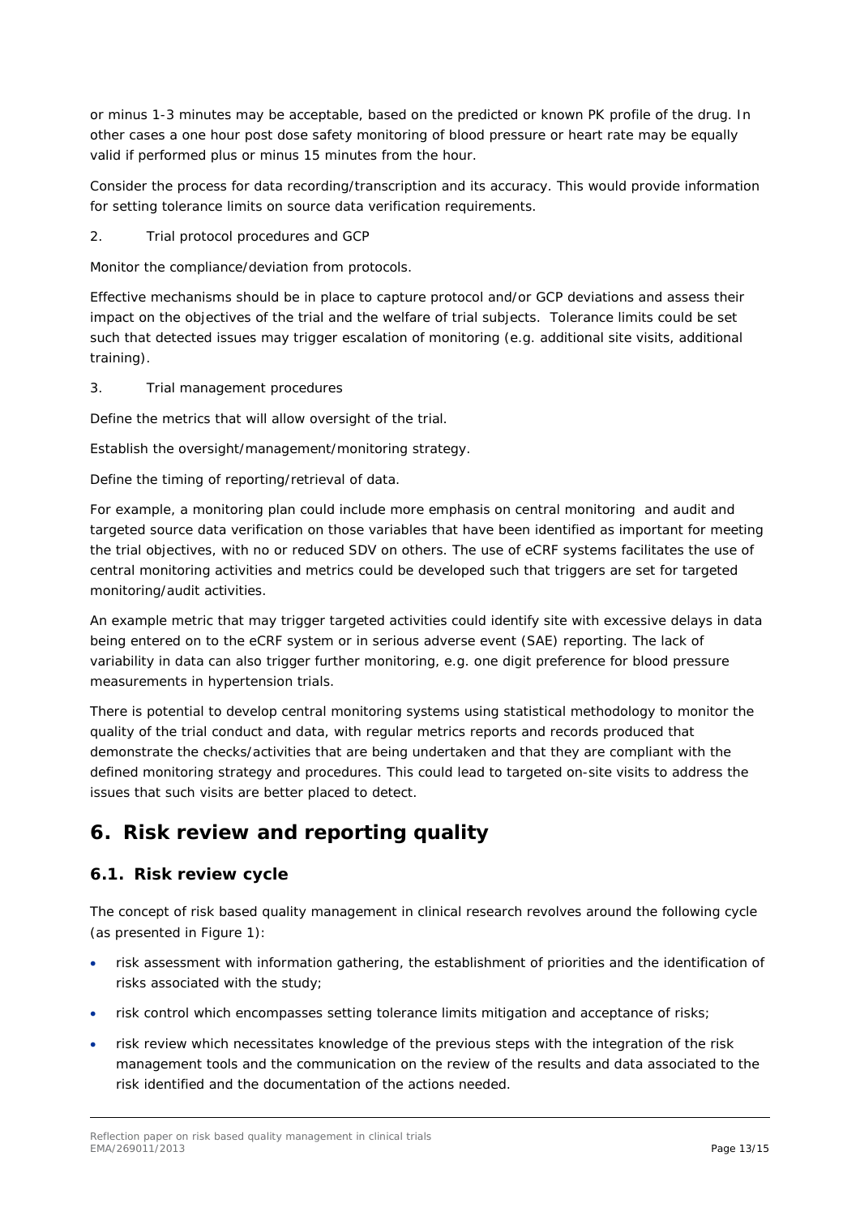or minus 1-3 minutes may be acceptable, based on the predicted or known PK profile of the drug. In other cases a one hour post dose safety monitoring of blood pressure or heart rate may be equally valid if performed plus or minus 15 minutes from the hour.

Consider the process for data recording/transcription and its accuracy. This would provide information for setting tolerance limits on source data verification requirements.

2. Trial protocol procedures and GCP

Monitor the compliance/deviation from protocols.

Effective mechanisms should be in place to capture protocol and/or GCP deviations and assess their impact on the objectives of the trial and the welfare of trial subjects. Tolerance limits could be set such that detected issues may trigger escalation of monitoring (e.g. additional site visits, additional training).

3. Trial management procedures

Define the metrics that will allow oversight of the trial.

Establish the oversight/management/monitoring strategy.

Define the timing of reporting/retrieval of data.

For example, a monitoring plan could include more emphasis on central monitoring and audit and targeted source data verification on those variables that have been identified as important for meeting the trial objectives, with no or reduced SDV on others. The use of eCRF systems facilitates the use of central monitoring activities and metrics could be developed such that triggers are set for targeted monitoring/audit activities.

An example metric that may trigger targeted activities could identify site with excessive delays in data being entered on to the eCRF system or in serious adverse event (SAE) reporting. The lack of variability in data can also trigger further monitoring, e.g. one digit preference for blood pressure measurements in hypertension trials.

There is potential to develop central monitoring systems using statistical methodology to monitor the quality of the trial conduct and data, with regular metrics reports and records produced that demonstrate the checks/activities that are being undertaken and that they are compliant with the defined monitoring strategy and procedures. This could lead to targeted on-site visits to address the issues that such visits are better placed to detect.

# 6. Risk review and reporting quality

## 6.1. Risk review cycle

The concept of risk based quality management in clinical research revolves around the following cycle (as presented in Figure 1):

- risk assessment with information gathering, the establishment of priorities and the identification of risks associated with the study;
- risk control which encompasses setting tolerance limits mitigation and acceptance of risks;
- risk review which necessitates knowledge of the previous steps with the integration of the risk management tools and the communication on the review of the results and data associated to the risk identified and the documentation of the actions needed.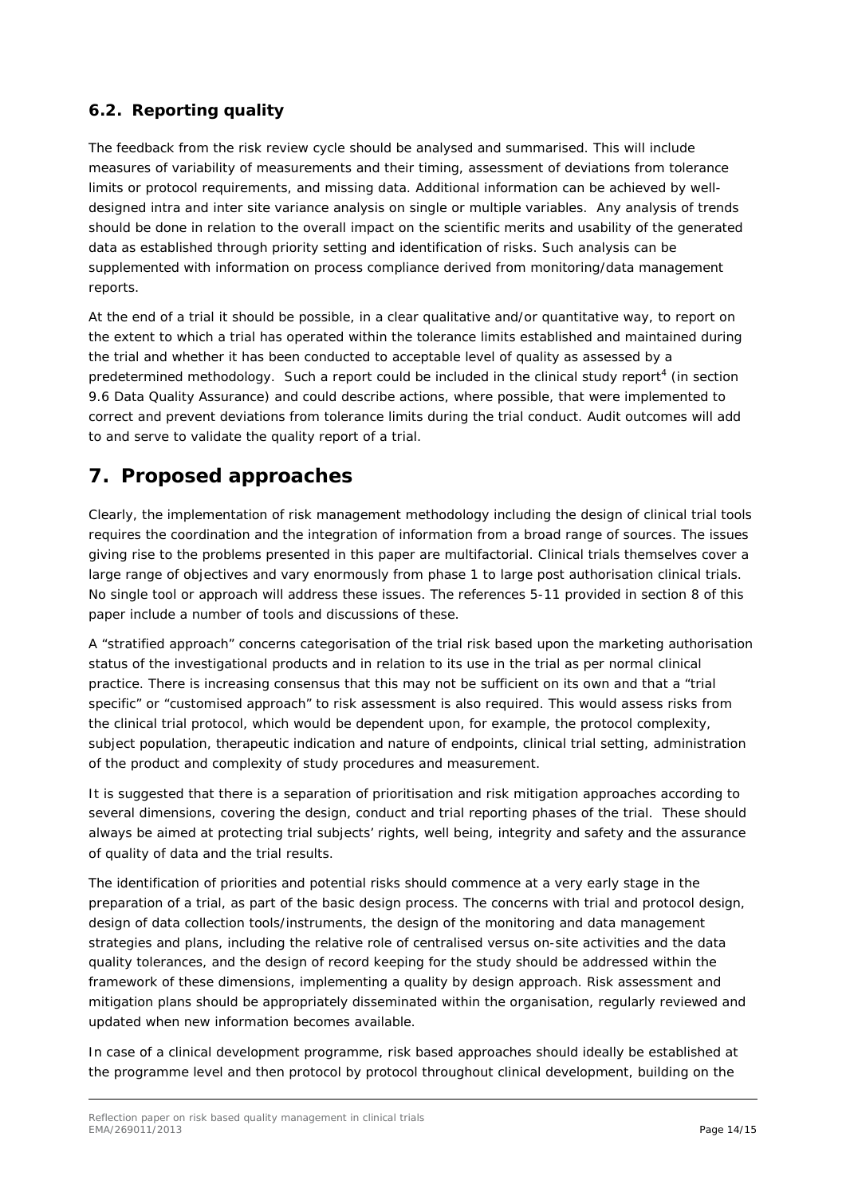### 6.2. Reporting quality

The feedback from the risk review cycle should be analysed and summarised. This will include measures of variability of measurements and their timing, assessment of deviations from tolerance limits or protocol requirements, and missing data. Additional information can be achieved by well-designed intra and inter site variance analysis on single or multiple variables. Any analysis of trends should be done in relation to the overall impact on the scientific merits and usability of the generated data as established through priority setting and identification of risks. Such analysis can be supplemented with information on process compliance derived from monitoring/data management reports.

At the end of a trial it should be possible, in a clear qualitative and/or quantitative way, to report on the extent to which a trial has operated within the tolerance limits established and maintained during the trial and whether it has been conducted to acceptable level of quality as assessed by a predetermined methodology. Such a report could be included in the clinical study report[4] (in section 9.6 Data Quality Assurance) and could describe actions, where possible, that were implemented to correct and prevent deviations from tolerance limits during the trial conduct. Audit outcomes will add to and serve to validate the quality report of a trial.

## 7. Proposed approaches

Clearly, the implementation of risk management methodology including the design of clinical trial tools requires the coordination and the integration of information from a broad range of sources. The issues giving rise to the problems presented in this paper are multifactorial. Clinical trials themselves cover a large range of objectives and vary enormously from phase 1 to large post authorisation clinical trials. No single tool or approach will address these issues. The references 5-11 provided in section 8 of this paper include a number of tools and discussions of these.

A "stratified approach" concerns categorisation of the trial risk based upon the marketing authorisation status of the investigational products and in relation to its use in the trial as per normal clinical practice. There is increasing consensus that this may not be sufficient on its own and that a "trial specific" or "customised approach" to risk assessment is also required. This would assess risks from the clinical trial protocol, which would be dependent upon, for example, the protocol complexity, subject population, therapeutic indication and nature of endpoints, clinical trial setting, administration of the product and complexity of study procedures and measurement.

It is suggested that there is a separation of prioritisation and risk mitigation approaches according to several dimensions, covering the design, conduct and trial reporting phases of the trial. These should always be aimed at protecting trial subjects' rights, well being, integrity and safety and the assurance of quality of data and the trial results.

The identification of priorities and potential risks should commence at a very early stage in the preparation of a trial, as part of the basic design process. The concerns with trial and protocol design, design of data collection tools/instruments, the design of the monitoring and data management strategies and plans, including the relative role of centralised versus on-site activities and the data quality tolerances, and the design of record keeping for the study should be addressed within the framework of these dimensions, implementing a quality by design approach. Risk assessment and mitigation plans should be appropriately disseminated within the organisation, regularly reviewed and updated when new information becomes available.

In case of a clinical development programme, risk based approaches should ideally be established at the programme level and then protocol by protocol throughout clinical development, building on the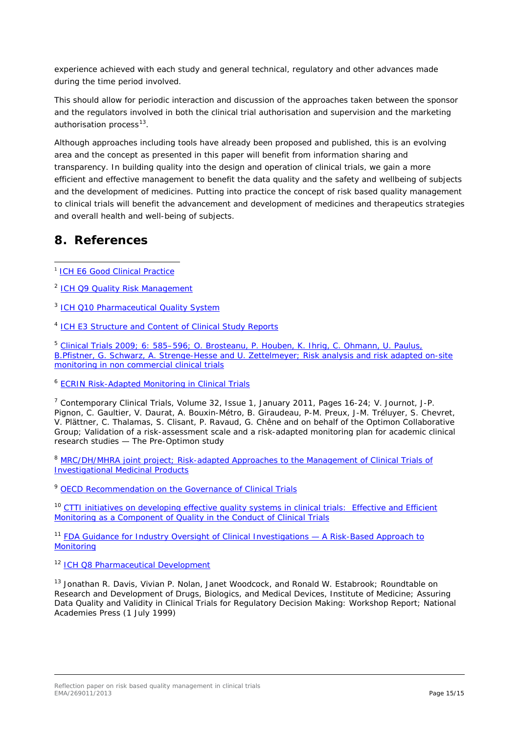experience achieved with each study and general technical, regulatory and other advances made during the time period involved.

This should allow for periodic interaction and discussion of the approaches taken between the sponsor and the regulators involved in both the clinical trial authorisation and supervision and the marketing authorisation process[13].

Although approaches including tools have already been proposed and published, this is an evolving area and the concept as presented in this paper will benefit from information sharing and transparency. In building quality into the design and operation of clinical trials, we gain a more efficient and effective management to benefit the data quality and the safety and wellbeing of subjects and the development of medicines. Putting into practice the concept of risk based quality management to clinical trials will benefit the advancement and development of medicines and therapeutics strategies and overall health and well-being of subjects.

## 8. References

[1] ICH E6 Good Clinical Practice

[2] ICH Q9 Quality Risk Management

[3] ICH Q10 Pharmaceutical Quality System

[4] ICH E3 Structure and Content of Clinical Study Reports

[5] Clinical Trials 2009; 6: 585–596; O. Brosteanu, P. Houben, K. Ihrig, C. Ohmann, U. Paulus, B.Pfistner, G. Schwarz, A. Strenge-Hesse and U. Zettelmeyer; Risk analysis and risk adapted on-site monitoring in non commercial clinical trials

[6] ECRIN Risk-Adapted Monitoring in Clinical Trials

[7] Contemporary Clinical Trials, Volume 32, Issue 1, January 2011, Pages 16-24; V. Journot, J-P. Pignon, C. Gaultier, V. Daurat, A. Bouxin-Métro, B. Giraudeau, P-M. Preux, J-M. Tréluyer, S. Chevret, V. Plättner, C. Thalamas, S. Clisant, P. Ravaud, G. Chêne and on behalf of the Optimon Collaborative Group; Validation of a risk-assessment scale and a risk-adapted monitoring plan for academic clinical research studies — The Pre-Optimon study

[8] MRC/DH/MHRA joint project; Risk-adapted Approaches to the Management of Clinical Trials of Investigational Medicinal Products

[9] OECD Recommendation on the Governance of Clinical Trials

[10] CTTI initiatives on developing effective quality systems in clinical trials: Effective and Efficient Monitoring as a Component of Quality in the Conduct of Clinical Trials

[11] FDA Guidance for Industry Oversight of Clinical Investigations — A Risk-Based Approach to Monitoring

[12] ICH Q8 Pharmaceutical Development

[13] Jonathan R. Davis, Vivian P. Nolan, Janet Woodcock, and Ronald W. Estabrook; Roundtable on Research and Development of Drugs, Biologics, and Medical Devices, Institute of Medicine; Assuring Data Quality and Validity in Clinical Trials for Regulatory Decision Making: Workshop Report; National Academies Press (1 July 1999)